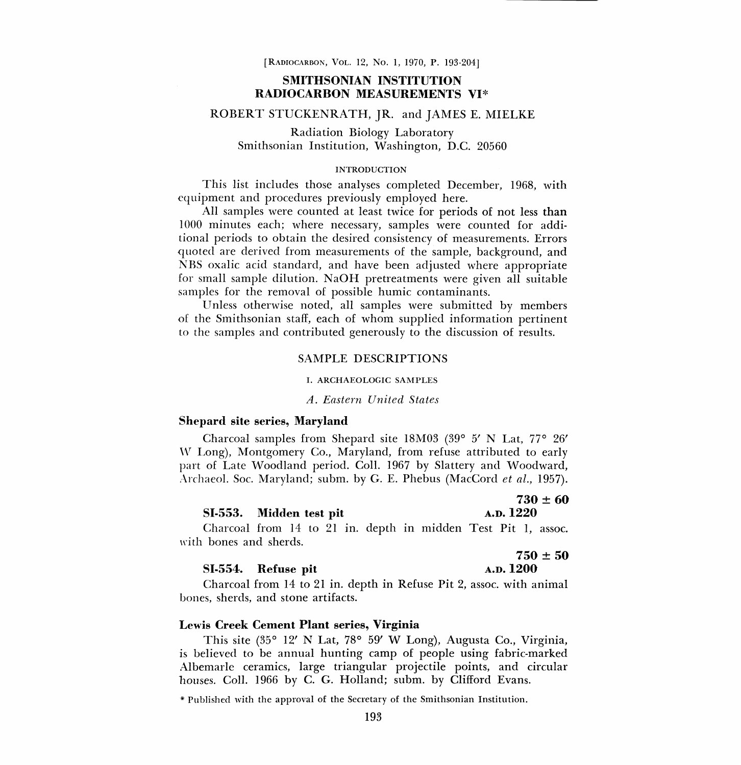# SMITHSONIAN INSTITUTION RADIOCARBON MEASUREMENTS VI*

ROBERT STUCKENRATH, JR. and JAMES E. MIELKE

Radiation Biology Laboratory
Smithsonian Institution, Washington, D.C. 20560

## INTRODUCTION

This list includes those analyses completed December, 1968, with equipment and procedures previously employed here.

All samples were counted at least twice for periods of not less than 1000 minutes each; where necessary, samples were counted for additional periods to obtain the desired consistency of measurements. Errors quoted are derived from measurements of the sample, background, and NBS oxalic acid standard, and have been adjusted where appropriate for small sample dilution. NaOH pretreatments were given all suitable samples for the removal of possible humic contaminants.

Unless otherwise noted, all samples were submitted by members of the Smithsonian staff, each of whom supplied information pertinent to the samples and contributed generously to the discussion of results.

## SAMPLE DESCRIPTIONS

### I. ARCHAEOLOGIC SAMPLES

#### *A. Eastern United States*

**Shepard site series, Maryland**

Charcoal samples from Shepard site 18MO3 (39° 5′ N Lat, 77° 26′ W Long), Montgomery Co., Maryland, from refuse attributed to early part of Late Woodland period. Coll. 1967 by Slattery and Woodward, Archaeol. Soc. Maryland; subm. by G. E. Phebus (MacCord *et al.*, 1957).

**SI-553. Midden test pit** — **730 ± 60** — **A.D. 1220**

Charcoal from 14 to 21 in. depth in midden Test Pit 1, assoc. with bones and sherds.

**SI-554. Refuse pit** — **750 ± 50** — **A.D. 1200**

Charcoal from 14 to 21 in. depth in Refuse Pit 2, assoc. with animal bones, sherds, and stone artifacts.

**Lewis Creek Cement Plant series, Virginia**

This site (35° 12′ N Lat, 78° 59′ W Long), Augusta Co., Virginia, is believed to be annual hunting camp of people using fabric-marked Albemarle ceramics, large triangular projectile points, and circular houses. Coll. 1966 by C. G. Holland; subm. by Clifford Evans.

\* Published with the approval of the Secretary of the Smithsonian Institution.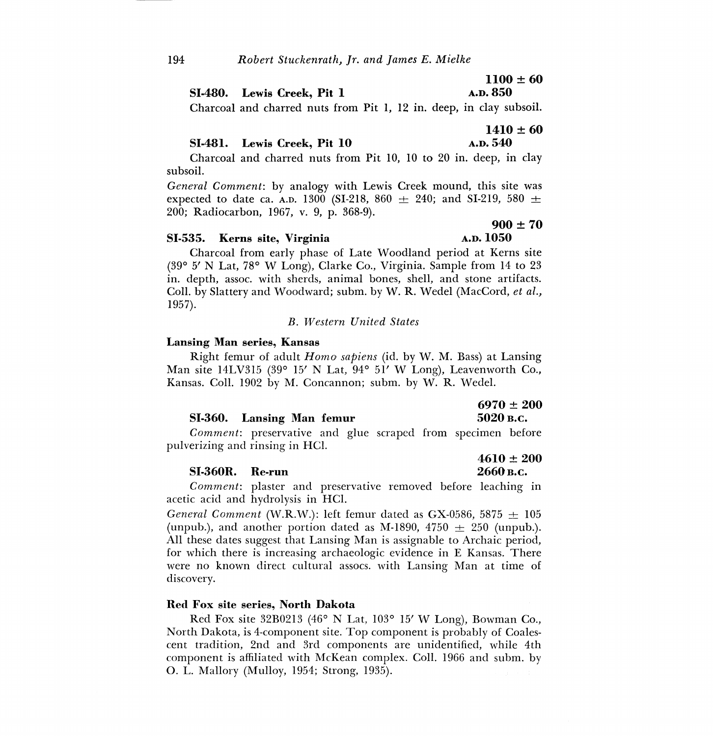**SI-480. Lewis Creek, Pit 1** **1100 ± 60**
**A.D. 850**

Charcoal and charred nuts from Pit 1, 12 in. deep, in clay subsoil.

**SI-481. Lewis Creek, Pit 10** **1410 ± 60**
**A.D. 540**

Charcoal and charred nuts from Pit 10, 10 to 20 in. deep, in clay subsoil.

*General Comment*: by analogy with Lewis Creek mound, this site was expected to date ca. A.D. 1300 (SI-218, 860 ± 240; and SI-219, 580 ± 200; Radiocarbon, 1967, v. 9, p. 368-9).

**SI-535. Kerns site, Virginia** **900 ± 70**
**A.D. 1050**

Charcoal from early phase of Late Woodland period at Kerns site (39° 5′ N Lat, 78° W Long), Clarke Co., Virginia. Sample from 14 to 23 in. depth, assoc. with sherds, animal bones, shell, and stone artifacts. Coll. by Slattery and Woodward; subm. by W. R. Wedel (MacCord, *et al.*, 1957).

## *B. Western United States*

### Lansing Man series, Kansas

Right femur of adult *Homo sapiens* (id. by W. M. Bass) at Lansing Man site 14LV315 (39° 15′ N Lat, 94° 51′ W Long), Leavenworth Co., Kansas. Coll. 1902 by M. Concannon; subm. by W. R. Wedel.

**SI-360. Lansing Man femur** **6970 ± 200**
**5020 B.C.**

*Comment*: preservative and glue scraped from specimen before pulverizing and rinsing in HCl.

**SI-360R. Re-run** **4610 ± 200**
**2660 B.C.**

*Comment*: plaster and preservative removed before leaching in acetic acid and hydrolysis in HCl.

*General Comment* (W.R.W.): left femur dated as GX-0586, 5875 ± 105 (unpub.), and another portion dated as M-1890, 4750 ± 250 (unpub.). All these dates suggest that Lansing Man is assignable to Archaic period, for which there is increasing archaeologic evidence in E Kansas. There were no known direct cultural assocs. with Lansing Man at time of discovery.

### Red Fox site series, North Dakota

Red Fox site 32B0213 (46° N Lat, 103° 15′ W Long), Bowman Co., North Dakota, is 4-component site. Top component is probably of Coalescent tradition, 2nd and 3rd components are unidentified, while 4th component is affiliated with McKean complex. Coll. 1966 and subm. by O. L. Mallory (Mulloy, 1954; Strong, 1935).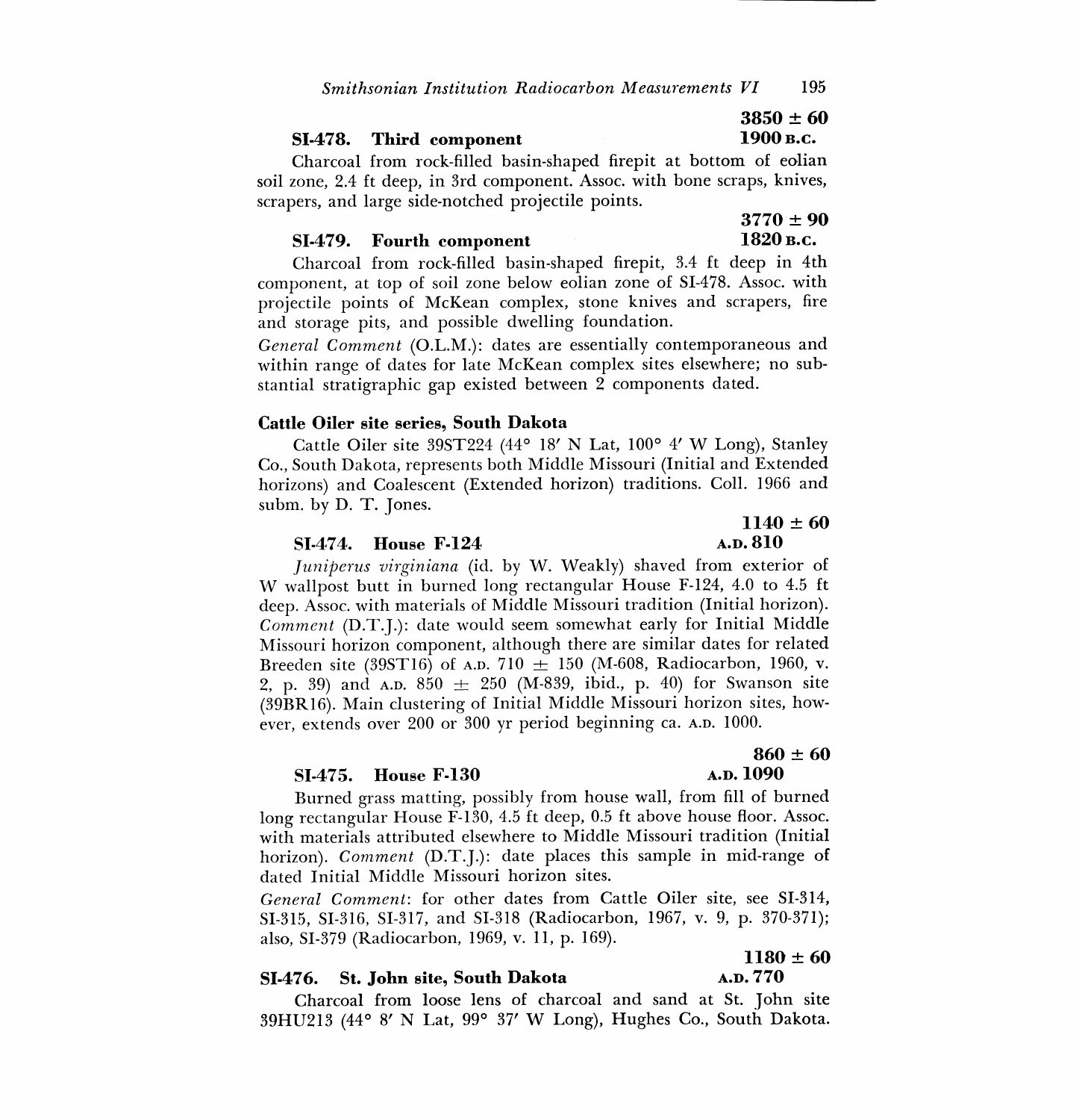**SI-478. Third component** — **3850 ± 60** — **1900 B.C.**

Charcoal from rock-filled basin-shaped firepit at bottom of eolian soil zone, 2.4 ft deep, in 3rd component. Assoc. with bone scraps, knives, scrapers, and large side-notched projectile points.

**SI-479. Fourth component** — **3770 ± 90** — **1820 B.C.**

Charcoal from rock-filled basin-shaped firepit, 3.4 ft deep in 4th component, at top of soil zone below eolian zone of SI-478. Assoc. with projectile points of McKean complex, stone knives and scrapers, fire and storage pits, and possible dwelling foundation.

*General Comment* (O.L.M.): dates are essentially contemporaneous and within range of dates for late McKean complex sites elsewhere; no substantial stratigraphic gap existed between 2 components dated.

### Cattle Oiler site series, South Dakota

Cattle Oiler site 39ST224 (44° 18′ N Lat, 100° 4′ W Long), Stanley Co., South Dakota, represents both Middle Missouri (Initial and Extended horizons) and Coalescent (Extended horizon) traditions. Coll. 1966 and subm. by D. T. Jones.

**SI-474. House F-124** — **1140 ± 60** — **A.D. 810**

*Juniperus virginiana* (id. by W. Weakly) shaved from exterior of W wallpost butt in burned long rectangular House F-124, 4.0 to 4.5 ft deep. Assoc. with materials of Middle Missouri tradition (Initial horizon). *Comment* (D.T.J.): date would seem somewhat early for Initial Middle Missouri horizon component, although there are similar dates for related Breeden site (39ST16) of A.D. 710 ± 150 (M-608, Radiocarbon, 1960, v. 2, p. 39) and A.D. 850 ± 250 (M-839, ibid., p. 40) for Swanson site (39BR16). Main clustering of Initial Middle Missouri horizon sites, however, extends over 200 or 300 yr period beginning ca. A.D. 1000.

**SI-475. House F-130** — **860 ± 60** — **A.D. 1090**

Burned grass matting, possibly from house wall, from fill of burned long rectangular House F-130, 4.5 ft deep, 0.5 ft above house floor. Assoc. with materials attributed elsewhere to Middle Missouri tradition (Initial horizon). *Comment* (D.T.J.): date places this sample in mid-range of dated Initial Middle Missouri horizon sites.

*General Comment*: for other dates from Cattle Oiler site, see SI-314, SI-315, SI-316, SI-317, and SI-318 (Radiocarbon, 1967, v. 9, p. 370-371); also, SI-379 (Radiocarbon, 1969, v. 11, p. 169).

**SI-476. St. John site, South Dakota** — **1180 ± 60** — **A.D. 770**

Charcoal from loose lens of charcoal and sand at St. John site 39HU213 (44° 8′ N Lat, 99° 37′ W Long), Hughes Co., South Dakota.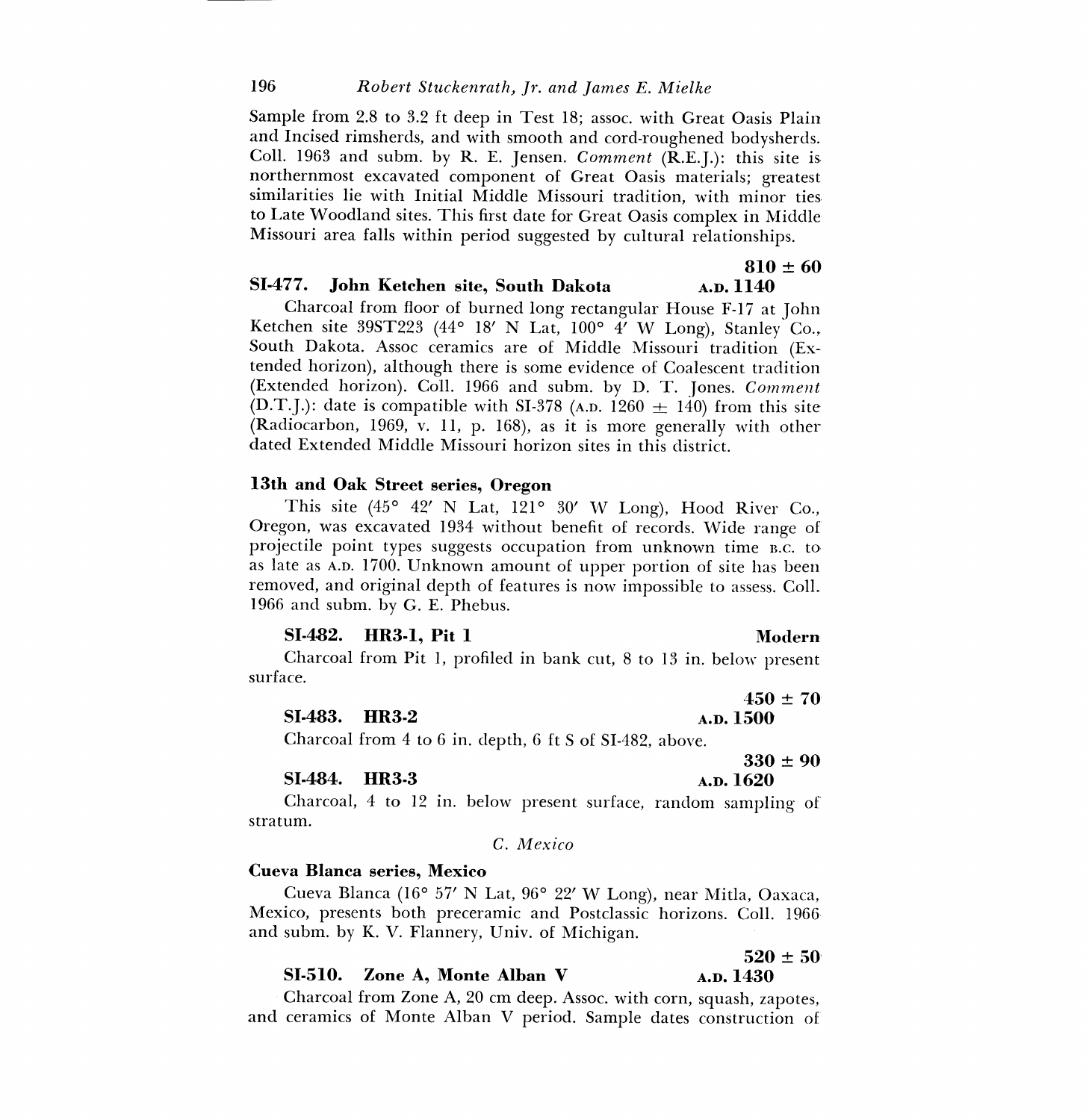Sample from 2.8 to 3.2 ft deep in Test 18; assoc. with Great Oasis Plain and Incised rimsherds, and with smooth and cord-roughened bodysherds. Coll. 1963 and subm. by R. E. Jensen. *Comment* (R.E.J.): this site is northernmost excavated component of Great Oasis materials; greatest similarities lie with Initial Middle Missouri tradition, with minor ties to Late Woodland sites. This first date for Great Oasis complex in Middle Missouri area falls within period suggested by cultural relationships.

**SI-477. John Ketchen site, South Dakota** — **810 ± 60** — **A.D. 1140**

Charcoal from floor of burned long rectangular House F-17 at John Ketchen site 39ST223 (44° 18′ N Lat, 100° 4′ W Long), Stanley Co., South Dakota. Assoc ceramics are of Middle Missouri tradition (Extended horizon), although there is some evidence of Coalescent tradition (Extended horizon). Coll. 1966 and subm. by D. T. Jones. *Comment* (D.T.J.): date is compatible with SI-378 (A.D. 1260 ± 140) from this site (Radiocarbon, 1969, v. 11, p. 168), as it is more generally with other dated Extended Middle Missouri horizon sites in this district.

### 13th and Oak Street series, Oregon

This site (45° 42′ N Lat, 121° 30′ W Long), Hood River Co., Oregon, was excavated 1934 without benefit of records. Wide range of projectile point types suggests occupation from unknown time B.C. to as late as A.D. 1700. Unknown amount of upper portion of site has been removed, and original depth of features is now impossible to assess. Coll. 1966 and subm. by G. E. Phebus.

**SI-482. HR3-1, Pit 1** — **Modern**

Charcoal from Pit 1, profiled in bank cut, 8 to 13 in. below present surface.

**SI-483. HR3-2** — **450 ± 70** — **A.D. 1500**

Charcoal from 4 to 6 in. depth, 6 ft S of SI-482, above.

**SI-484. HR3-3** — **330 ± 90** — **A.D. 1620**

Charcoal, 4 to 12 in. below present surface, random sampling of stratum.

*C. Mexico*

### Cueva Blanca series, Mexico

Cueva Blanca (16° 57′ N Lat, 96° 22′ W Long), near Mitla, Oaxaca, Mexico, presents both preceramic and Postclassic horizons. Coll. 1966 and subm. by K. V. Flannery, Univ. of Michigan.

**SI-510. Zone A, Monte Alban V** — **520 ± 50** — **A.D. 1430**

Charcoal from Zone A, 20 cm deep. Assoc. with corn, squash, zapotes, and ceramics of Monte Alban V period. Sample dates construction of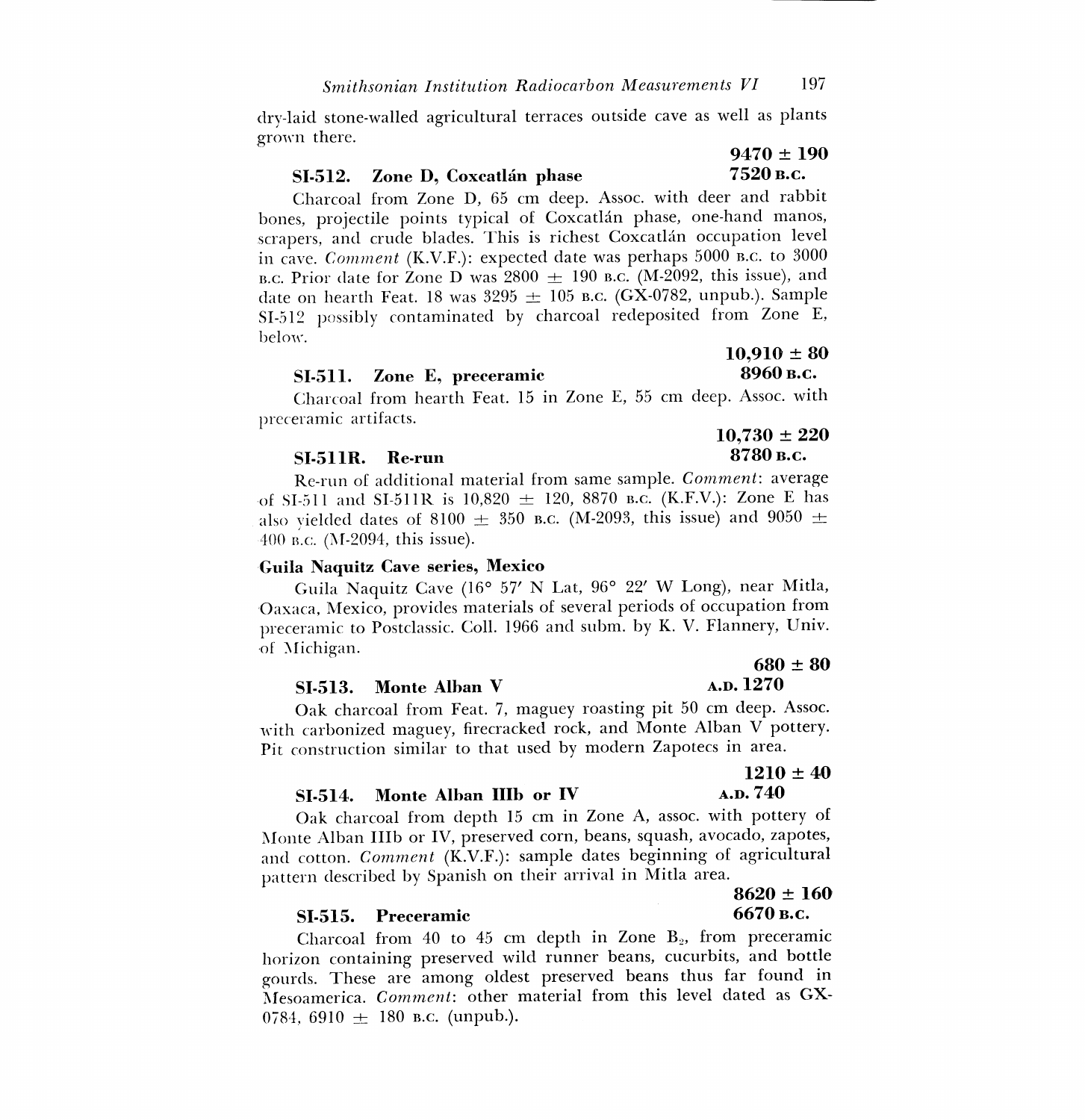dry-laid stone-walled agricultural terraces outside cave as well as plants grown there.

**SI-512. Zone D, Coxcatlán phase** — **9470 ± 190** **7520 B.C.**

Charcoal from Zone D, 65 cm deep. Assoc. with deer and rabbit bones, projectile points typical of Coxcatlán phase, one-hand manos, scrapers, and crude blades. This is richest Coxcatlán occupation level in cave. *Comment* (K.V.F.): expected date was perhaps 5000 B.C. to 3000 B.C. Prior date for Zone D was 2800 ± 190 B.C. (M-2092, this issue), and date on hearth Feat. 18 was 3295 ± 105 B.C. (GX-0782, unpub.). Sample SI-512 possibly contaminated by charcoal redeposited from Zone E, below.

**SI-511. Zone E, preceramic** — **10,910 ± 80** **8960 B.C.**

Charcoal from hearth Feat. 15 in Zone E, 55 cm deep. Assoc. with preceramic artifacts.

**SI-511R. Re-run** — **10,730 ± 220** **8780 B.C.**

Re-run of additional material from same sample. *Comment*: average of SI-511 and SI-511R is 10,820 ± 120, 8870 B.C. (K.F.V.): Zone E has also yielded dates of 8100 ± 350 B.C. (M-2093, this issue) and 9050 ± 400 B.C. (M-2094, this issue).

### Guila Naquitz Cave series, Mexico

Guila Naquitz Cave (16° 57′ N Lat, 96° 22′ W Long), near Mitla, Oaxaca, Mexico, provides materials of several periods of occupation from preceramic to Postclassic. Coll. 1966 and subm. by K. V. Flannery, Univ. of Michigan.

**SI-513. Monte Alban V** — **680 ± 80** **A.D. 1270**

Oak charcoal from Feat. 7, maguey roasting pit 50 cm deep. Assoc. with carbonized maguey, firecracked rock, and Monte Alban V pottery. Pit construction similar to that used by modern Zapotecs in area.

**SI-514. Monte Alban IIIb or IV** — **1210 ± 40** **A.D. 740**

Oak charcoal from depth 15 cm in Zone A, assoc. with pottery of Monte Alban IIIb or IV, preserved corn, beans, squash, avocado, zapotes, and cotton. *Comment* (K.V.F.): sample dates beginning of agricultural pattern described by Spanish on their arrival in Mitla area.

**SI-515. Preceramic** — **8620 ± 160** **6670 B.C.**

Charcoal from 40 to 45 cm depth in Zone $B_2$, from preceramic horizon containing preserved wild runner beans, cucurbits, and bottle gourds. These are among oldest preserved beans thus far found in Mesoamerica. *Comment*: other material from this level dated as GX-0784, 6910 ± 180 B.C. (unpub.).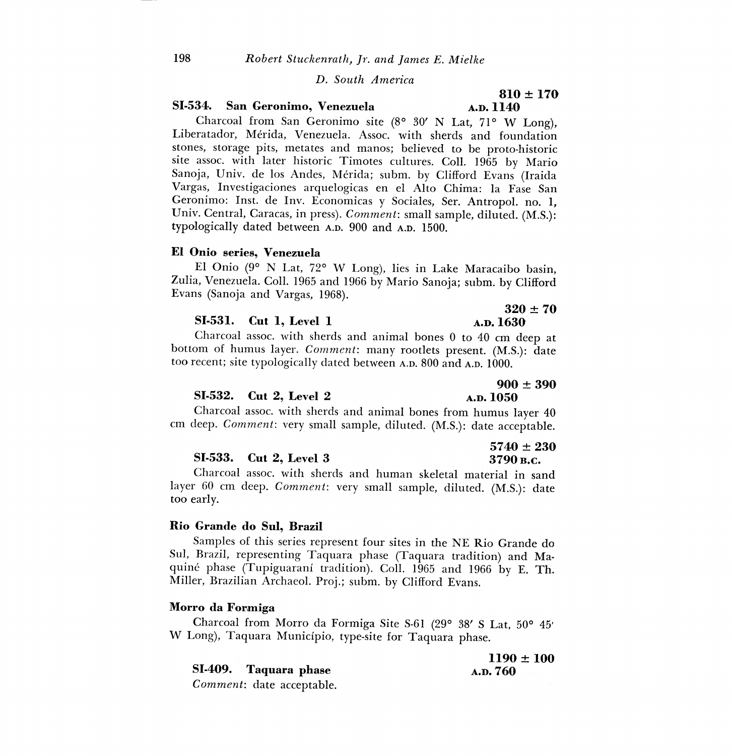## D. South America

### SI-534. San Geronimo, Venezuela

**810 ± 170**
**A.D. 1140**

Charcoal from San Geronimo site (8° 30′ N Lat, 71° W Long), Liberatador, Mérida, Venezuela. Assoc. with sherds and foundation stones, storage pits, metates and manos; believed to be proto-historic site assoc. with later historic Timotes cultures. Coll. 1965 by Mario Sanoja, Univ. de los Andes, Mérida; subm. by Clifford Evans (Iraida Vargas, Investigaciones arquelogicas en el Alto Chima: la Fase San Geronimo: Inst. de Inv. Economicas y Sociales, Ser. Antropol. no. 1, Univ. Central, Caracas, in press). *Comment*: small sample, diluted. (M.S.): typologically dated between A.D. 900 and A.D. 1500.

### El Onio series, Venezuela

El Onio (9° N Lat, 72° W Long), lies in Lake Maracaibo basin, Zulia, Venezuela. Coll. 1965 and 1966 by Mario Sanoja; subm. by Clifford Evans (Sanoja and Vargas, 1968).

#### SI-531. Cut 1, Level 1

**320 ± 70**
**A.D. 1630**

Charcoal assoc. with sherds and animal bones 0 to 40 cm deep at bottom of humus layer. *Comment*: many rootlets present. (M.S.): date too recent; site typologically dated between A.D. 800 and A.D. 1000.

#### SI-532. Cut 2, Level 2

**900 ± 390**
**A.D. 1050**

Charcoal assoc. with sherds and animal bones from humus layer 40 cm deep. *Comment*: very small sample, diluted. (M.S.): date acceptable.

#### SI-533. Cut 2, Level 3

**5740 ± 230**
**3790 B.C.**

Charcoal assoc. with sherds and human skeletal material in sand layer 60 cm deep. *Comment*: very small sample, diluted. (M.S.): date too early.

### Rio Grande do Sul, Brazil

Samples of this series represent four sites in the NE Rio Grande do Sul, Brazil, representing Taquara phase (Taquara tradition) and Maquiné phase (Tupiguaraní tradition). Coll. 1965 and 1966 by E. Th. Miller, Brazilian Archaeol. Proj.; subm. by Clifford Evans.

### Morro da Formiga

Charcoal from Morro da Formiga Site S-61 (29° 38′ S Lat, 50° 45′ W Long), Taquara Município, type-site for Taquara phase.

#### SI-409. Taquara phase

**1190 ± 100**
**A.D. 760**

*Comment*: date acceptable.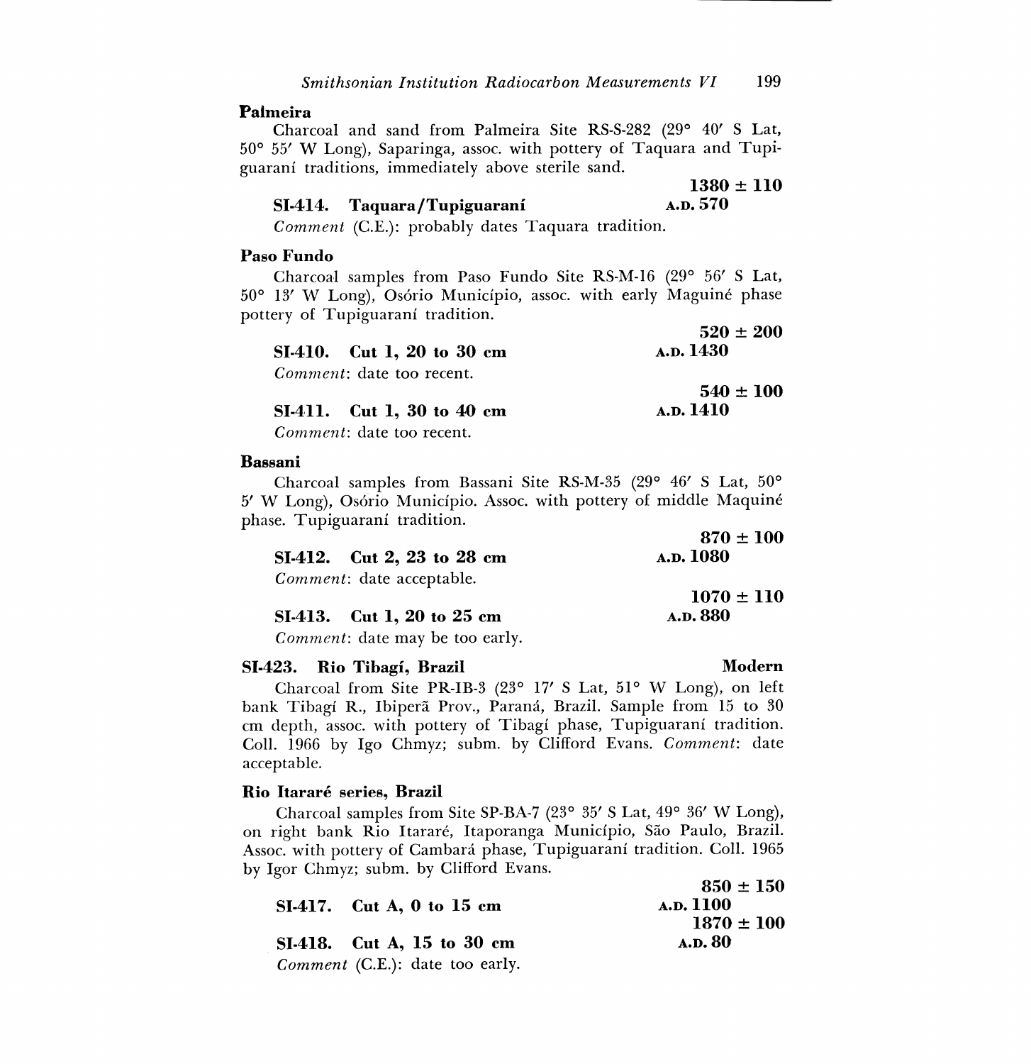**Palmeira**

Charcoal and sand from Palmeira Site RS-S-282 (29° 40′ S Lat, 50° 55′ W Long), Saparinga, assoc. with pottery of Taquara and Tupiguaraní traditions, immediately above sterile sand.

**SI-414. Taquara/Tupiguaraní** — **1380 ± 110**, **A.D. 570**

*Comment* (C.E.): probably dates Taquara tradition.

**Paso Fundo**

Charcoal samples from Paso Fundo Site RS-M-16 (29° 56′ S Lat, 50° 13′ W Long), Osório Município, assoc. with early Maguiné phase pottery of Tupiguaraní tradition.

**SI-410. Cut 1, 20 to 30 cm** — **520 ± 200**, **A.D. 1430**

*Comment*: date too recent.

**SI-411. Cut 1, 30 to 40 cm** — **540 ± 100**, **A.D. 1410**

*Comment*: date too recent.

**Bassani**

Charcoal samples from Bassani Site RS-M-35 (29° 46′ S Lat, 50° 5′ W Long), Osório Município. Assoc. with pottery of middle Maquiné phase. Tupiguaraní tradition.

**SI-412. Cut 2, 23 to 28 cm** — **870 ± 100**, **A.D. 1080**

*Comment*: date acceptable.

**SI-413. Cut 1, 20 to 25 cm** — **1070 ± 110**, **A.D. 880**

*Comment*: date may be too early.

**SI-423. Rio Tibagí, Brazil** — **Modern**

Charcoal from Site PR-IB-3 (23° 17′ S Lat, 51° W Long), on left bank Tibagí R., Ibiperã Prov., Paraná, Brazil. Sample from 15 to 30 cm depth, assoc. with pottery of Tibagí phase, Tupiguaraní tradition. Coll. 1966 by Igo Chmyz; subm. by Clifford Evans. *Comment*: date acceptable.

**Rio Itararé series, Brazil**

Charcoal samples from Site SP-BA-7 (23° 35′ S Lat, 49° 36′ W Long), on right bank Rio Itararé, Itaporanga Município, São Paulo, Brazil. Assoc. with pottery of Cambará phase, Tupiguaraní tradition. Coll. 1965 by Igor Chmyz; subm. by Clifford Evans.

**SI-417. Cut A, 0 to 15 cm** — **850 ± 150**, **A.D. 1100**

**SI-418. Cut A, 15 to 30 cm** — **1870 ± 100**, **A.D. 80**

*Comment* (C.E.): date too early.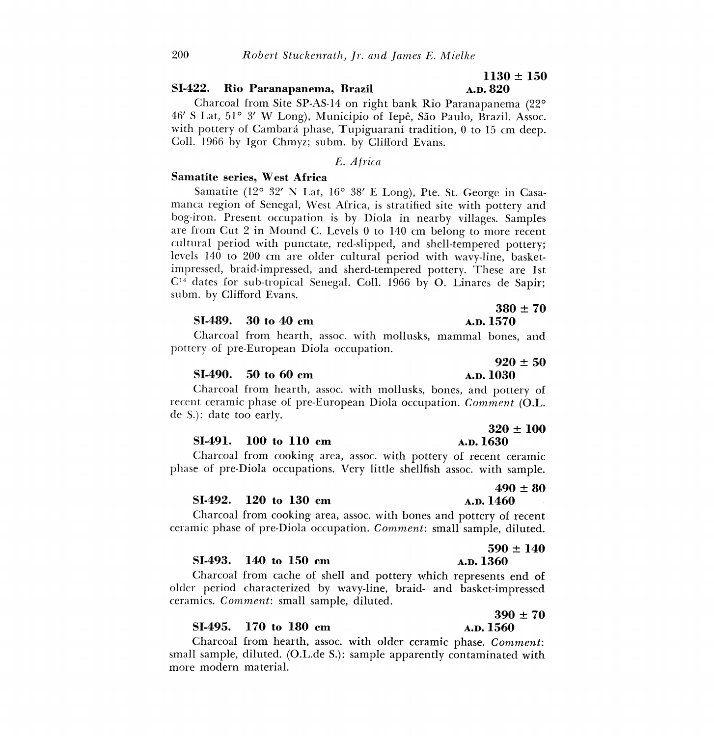**SI-422. Rio Paranapanema, Brazil** **1130 ± 150** **A.D. 820**

Charcoal from Site SP-AS-14 on right bank Rio Paranapanema (22° 46′ S Lat, 51° 3′ W Long), Municipio of Iepê, São Paulo, Brazil. Assoc. with pottery of Cambará phase, Tupiguaraní tradition, 0 to 15 cm deep. Coll. 1966 by Igor Chmyz; subm. by Clifford Evans.

### *E. Africa*

**Samatite series, West Africa**

Samatite (12° 32′ N Lat, 16° 38′ E Long), Pte. St. George in Casamanca region of Senegal, West Africa, is stratified site with pottery and bog-iron. Present occupation is by Diola in nearby villages. Samples are from Cut 2 in Mound C. Levels 0 to 140 cm belong to more recent cultural period with punctate, red-slipped, and shell-tempered pottery; levels 140 to 200 cm are older cultural period with wavy-line, basket-impressed, braid-impressed, and sherd-tempered pottery. These are 1st $C^{14}$ dates for sub-tropical Senegal. Coll. 1966 by O. Linares de Sapir; subm. by Clifford Evans.

**SI-489. 30 to 40 cm** **380 ± 70** **A.D. 1570**

Charcoal from hearth, assoc. with mollusks, mammal bones, and pottery of pre-European Diola occupation.

**SI-490. 50 to 60 cm** **920 ± 50** **A.D. 1030**

Charcoal from hearth, assoc. with mollusks, bones, and pottery of recent ceramic phase of pre-European Diola occupation. *Comment* (O.L. de S.): date too early.

**SI-491. 100 to 110 cm** **320 ± 100** **A.D. 1630**

Charcoal from cooking area, assoc. with pottery of recent ceramic phase of pre-Diola occupations. Very little shellfish assoc. with sample.

**SI-492. 120 to 130 cm** **490 ± 80** **A.D. 1460**

Charcoal from cooking area, assoc. with bones and pottery of recent ceramic phase of pre-Diola occupation. *Comment*: small sample, diluted.

**SI-493. 140 to 150 cm** **590 ± 140** **A.D. 1360**

Charcoal from cache of shell and pottery which represents end of older period characterized by wavy-line, braid- and basket-impressed ceramics. *Comment*: small sample, diluted.

**SI-495. 170 to 180 cm** **390 ± 70** **A.D. 1560**

Charcoal from hearth, assoc. with older ceramic phase. *Comment*: small sample, diluted. (O.L.de S.): sample apparently contaminated with more modern material.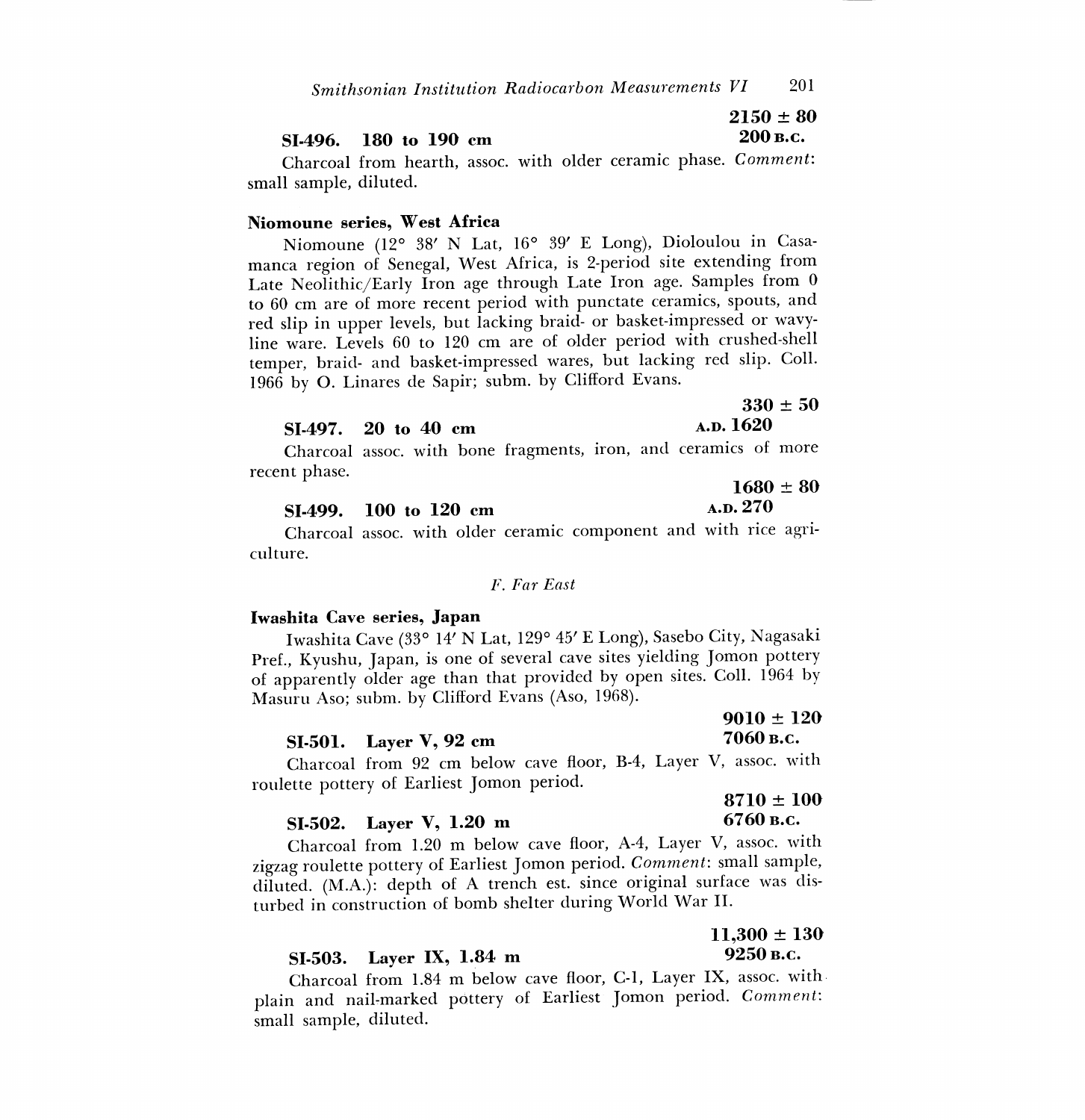**SI-496. 180 to 190 cm** **2150 ± 80**
**200 B.C.**

Charcoal from hearth, assoc. with older ceramic phase. *Comment*: small sample, diluted.

### Niomoune series, West Africa

Niomoune (12° 38′ N Lat, 16° 39′ E Long), Dioloulou in Casamanca region of Senegal, West Africa, is 2-period site extending from Late Neolithic/Early Iron age through Late Iron age. Samples from 0 to 60 cm are of more recent period with punctate ceramics, spouts, and red slip in upper levels, but lacking braid- or basket-impressed or wavy-line ware. Levels 60 to 120 cm are of older period with crushed-shell temper, braid- and basket-impressed wares, but lacking red slip. Coll. 1966 by O. Linares de Sapir; subm. by Clifford Evans.

**SI-497. 20 to 40 cm** **330 ± 50**
**A.D. 1620**

Charcoal assoc. with bone fragments, iron, and ceramics of more recent phase.

**SI-499. 100 to 120 cm** **1680 ± 80**
**A.D. 270**

Charcoal assoc. with older ceramic component and with rice agriculture.

## *F. Far East*

### Iwashita Cave series, Japan

Iwashita Cave (33° 14′ N Lat, 129° 45′ E Long), Sasebo City, Nagasaki Pref., Kyushu, Japan, is one of several cave sites yielding Jomon pottery of apparently older age than that provided by open sites. Coll. 1964 by Masuru Aso; subm. by Clifford Evans (Aso, 1968).

**SI-501. Layer V, 92 cm** **9010 ± 120**
**7060 B.C.**

Charcoal from 92 cm below cave floor, B-4, Layer V, assoc. with roulette pottery of Earliest Jomon period.

**SI-502. Layer V, 1.20 m** **8710 ± 100**
**6760 B.C.**

Charcoal from 1.20 m below cave floor, A-4, Layer V, assoc. with zigzag roulette pottery of Earliest Jomon period. *Comment*: small sample, diluted. (M.A.): depth of A trench est. since original surface was disturbed in construction of bomb shelter during World War II.

**SI-503. Layer IX, 1.84 m** **11,300 ± 130**
**9250 B.C.**

Charcoal from 1.84 m below cave floor, C-1, Layer IX, assoc. with plain and nail-marked pottery of Earliest Jomon period. *Comment*: small sample, diluted.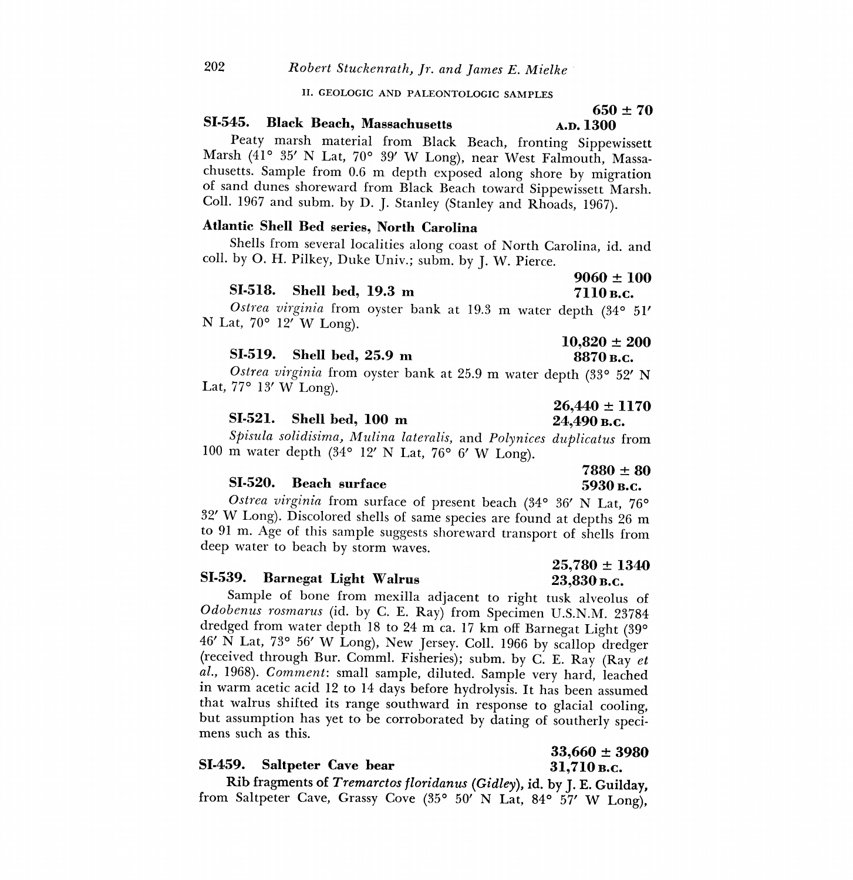## II. GEOLOGIC AND PALEONTOLOGIC SAMPLES

### SI-545. Black Beach, Massachusetts

**650 ± 70**
**A.D. 1300**

Peaty marsh material from Black Beach, fronting Sippewissett Marsh (41° 35′ N Lat, 70° 39′ W Long), near West Falmouth, Massachusetts. Sample from 0.6 m depth exposed along shore by migration of sand dunes shoreward from Black Beach toward Sippewissett Marsh. Coll. 1967 and subm. by D. J. Stanley (Stanley and Rhoads, 1967).

### Atlantic Shell Bed series, North Carolina

Shells from several localities along coast of North Carolina, id. and coll. by O. H. Pilkey, Duke Univ.; subm. by J. W. Pierce.

#### SI-518. Shell bed, 19.3 m

**9060 ± 100**
**7110 B.C.**

*Ostrea virginia* from oyster bank at 19.3 m water depth (34° 51′ N Lat, 70° 12′ W Long).

#### SI-519. Shell bed, 25.9 m

**10,820 ± 200**
**8870 B.C.**

*Ostrea virginia* from oyster bank at 25.9 m water depth (33° 52′ N Lat, 77° 13′ W Long).

#### SI-521. Shell bed, 100 m

**26,440 ± 1170**
**24,490 B.C.**

*Spisula solidisima, Mulina lateralis,* and *Polynices duplicatus* from 100 m water depth (34° 12′ N Lat, 76° 6′ W Long).

#### SI-520. Beach surface

**7880 ± 80**
**5930 B.C.**

*Ostrea virginia* from surface of present beach (34° 36′ N Lat, 76° 32′ W Long). Discolored shells of same species are found at depths 26 m to 91 m. Age of this sample suggests shoreward transport of shells from deep water to beach by storm waves.

### SI-539. Barnegat Light Walrus

**25,780 ± 1340**
**23,830 B.C.**

Sample of bone from mexilla adjacent to right tusk alveolus of *Odobenus rosmarus* (id. by C. E. Ray) from Specimen U.S.N.M. 23784 dredged from water depth 18 to 24 m ca. 17 km off Barnegat Light (39° 46′ N Lat, 73° 56′ W Long), New Jersey. Coll. 1966 by scallop dredger (received through Bur. Comml. Fisheries); subm. by C. E. Ray (Ray *et al.*, 1968). *Comment*: small sample, diluted. Sample very hard, leached in warm acetic acid 12 to 14 days before hydrolysis. It has been assumed that walrus shifted its range southward in response to glacial cooling, but assumption has yet to be corroborated by dating of southerly specimens such as this.

### SI-459. Saltpeter Cave bear

**33,660 ± 3980**
**31,710 B.C.**

Rib fragments of *Tremarctos floridanus* (*Gidley*), id. by J. E. Guilday, from Saltpeter Cave, Grassy Cove (35° 50′ N Lat, 84° 57′ W Long),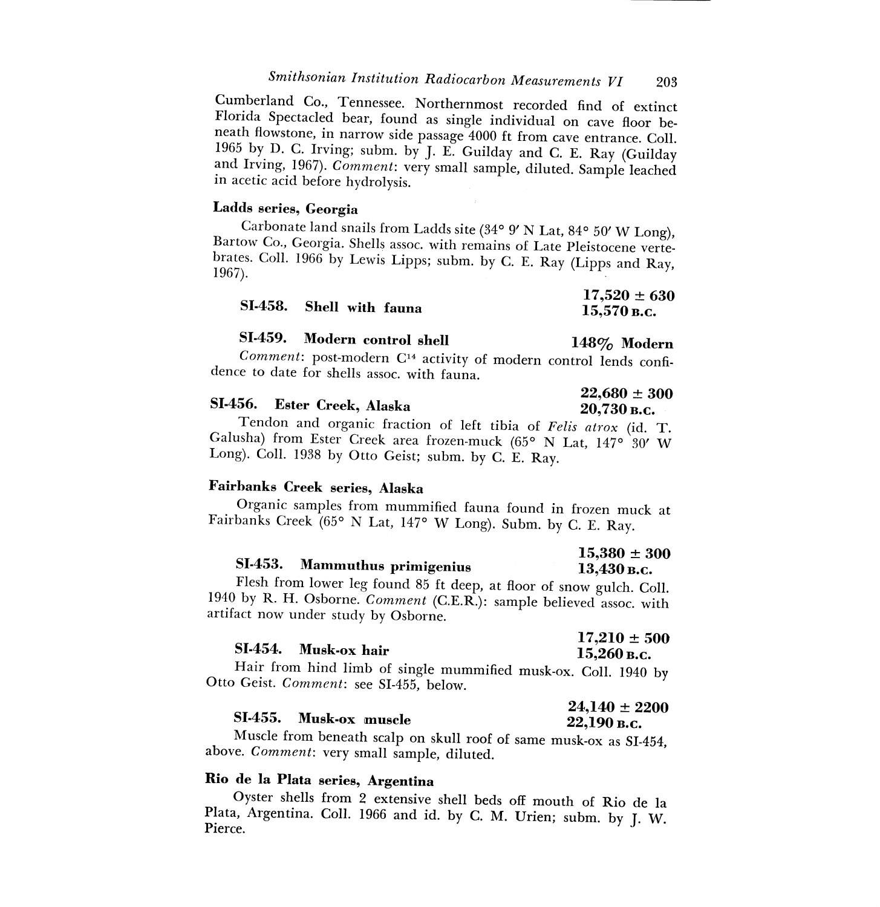Cumberland Co., Tennessee. Northernmost recorded find of extinct Florida Spectacled bear, found as single individual on cave floor beneath flowstone, in narrow side passage 4000 ft from cave entrance. Coll. 1965 by D. C. Irving; subm. by J. E. Guilday and C. E. Ray (Guilday and Irving, 1967). *Comment*: very small sample, diluted. Sample leached in acetic acid before hydrolysis.

### Ladds series, Georgia

Carbonate land snails from Ladds site (34° 9′ N Lat, 84° 50′ W Long), Bartow Co., Georgia. Shells assoc. with remains of Late Pleistocene vertebrates. Coll. 1966 by Lewis Lipps; subm. by C. E. Ray (Lipps and Ray, 1967).

**SI-458. Shell with fauna** — **17,520 ± 630** / **15,570 B.C.**

**SI-459. Modern control shell** — **148% Modern**

*Comment*: post-modern $C^{14}$ activity of modern control lends confidence to date for shells assoc. with fauna.

**SI-456. Ester Creek, Alaska** — **22,680 ± 300** / **20,730 B.C.**

Tendon and organic fraction of left tibia of *Felis atrox* (id. T. Galusha) from Ester Creek area frozen-muck (65° N Lat, 147° 30′ W Long). Coll. 1938 by Otto Geist; subm. by C. E. Ray.

### Fairbanks Creek series, Alaska

Organic samples from mummified fauna found in frozen muck at Fairbanks Creek (65° N Lat, 147° W Long). Subm. by C. E. Ray.

**SI-453. Mammuthus primigenius** — **15,380 ± 300** / **13,430 B.C.**

Flesh from lower leg found 85 ft deep, at floor of snow gulch. Coll. 1940 by R. H. Osborne. *Comment* (C.E.R.): sample believed assoc. with artifact now under study by Osborne.

**SI-454. Musk-ox hair** — **17,210 ± 500** / **15,260 B.C.**

Hair from hind limb of single mummified musk-ox. Coll. 1940 by Otto Geist. *Comment*: see SI-455, below.

**SI-455. Musk-ox muscle** — **24,140 ± 2200** / **22,190 B.C.**

Muscle from beneath scalp on skull roof of same musk-ox as SI-454, above. *Comment*: very small sample, diluted.

### Rio de la Plata series, Argentina

Oyster shells from 2 extensive shell beds off mouth of Rio de la Plata, Argentina. Coll. 1966 and id. by C. M. Urien; subm. by J. W. Pierce.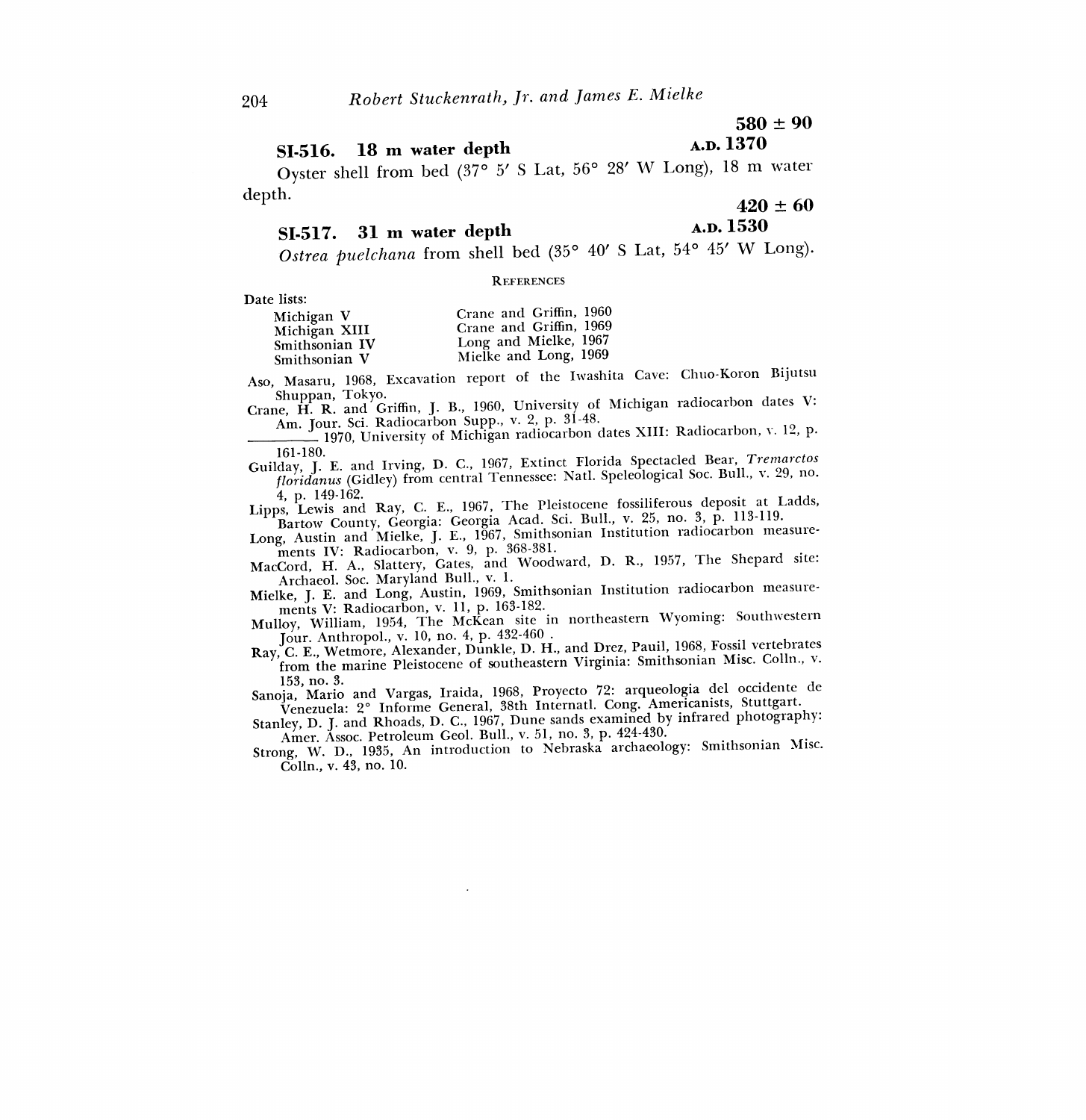### SI-516. 18 m water depth

**580 ± 90**
**A.D. 1370**

Oyster shell from bed (37° 5′ S Lat, 56° 28′ W Long), 18 m water depth.

### SI-517. 31 m water depth

**420 ± 60**
**A.D. 1530**

*Ostrea puelchana* from shell bed (35° 40′ S Lat, 54° 45′ W Long).

## References

Date lists:

| | |
|---|---|
| Michigan V | Crane and Griffin, 1960 |
| Michigan XIII | Crane and Griffin, 1969 |
| Smithsonian IV | Long and Mielke, 1967 |
| Smithsonian V | Mielke and Long, 1969 |

Aso, Masaru, 1968, Excavation report of the Iwashita Cave: Chuo-Koron Bijutsu Shuppan, Tokyo.

Crane, H. R. and Griffin, J. B., 1960, University of Michigan radiocarbon dates V: Am. Jour. Sci. Radiocarbon Supp., v. 2, p. 31-48.

——— 1970, University of Michigan radiocarbon dates XIII: Radiocarbon, v. 12, p. 161-180.

Guilday, J. E. and Irving, D. C., 1967, Extinct Florida Spectacled Bear, *Tremarctos floridanus* (Gidley) from central Tennessee: Natl. Speleological Soc. Bull., v. 29, no. 4, p. 149-162.

Lipps, Lewis and Ray, C. E., 1967, The Pleistocene fossiliferous deposit at Ladds, Bartow County, Georgia: Georgia Acad. Sci. Bull., v. 25, no. 3, p. 113-119.

Long, Austin and Mielke, J. E., 1967, Smithsonian Institution radiocarbon measurements IV: Radiocarbon, v. 9, p. 368-381.

MacCord, H. A., Slattery, Gates, and Woodward, D. R., 1957, The Shepard site: Archaeol. Soc. Maryland Bull., v. 1.

Mielke, J. E. and Long, Austin, 1969, Smithsonian Institution radiocarbon measurements V: Radiocarbon, v. 11, p. 163-182.

Mulloy, William, 1954, The McKean site in northeastern Wyoming: Southwestern Jour. Anthropol., v. 10, no. 4, p. 432-460 .

Ray, C. E., Wetmore, Alexander, Dunkle, D. H., and Drez, Pauil, 1968, Fossil vertebrates from the marine Pleistocene of southeastern Virginia: Smithsonian Misc. Colln., v. 153, no. 3.

Sanoja, Mario and Vargas, Iraida, 1968, Proyecto 72: arqueologia del occidente de Venezuela: 2° Informe General, 38th Internatl. Cong. Americanists, Stuttgart.

Stanley, D. J. and Rhoads, D. C., 1967, Dune sands examined by infrared photography: Amer. Assoc. Petroleum Geol. Bull., v. 51, no. 3, p. 424-430.

Strong, W. D., 1935, An introduction to Nebraska archaeology: Smithsonian Misc. Colln., v. 43, no. 10.